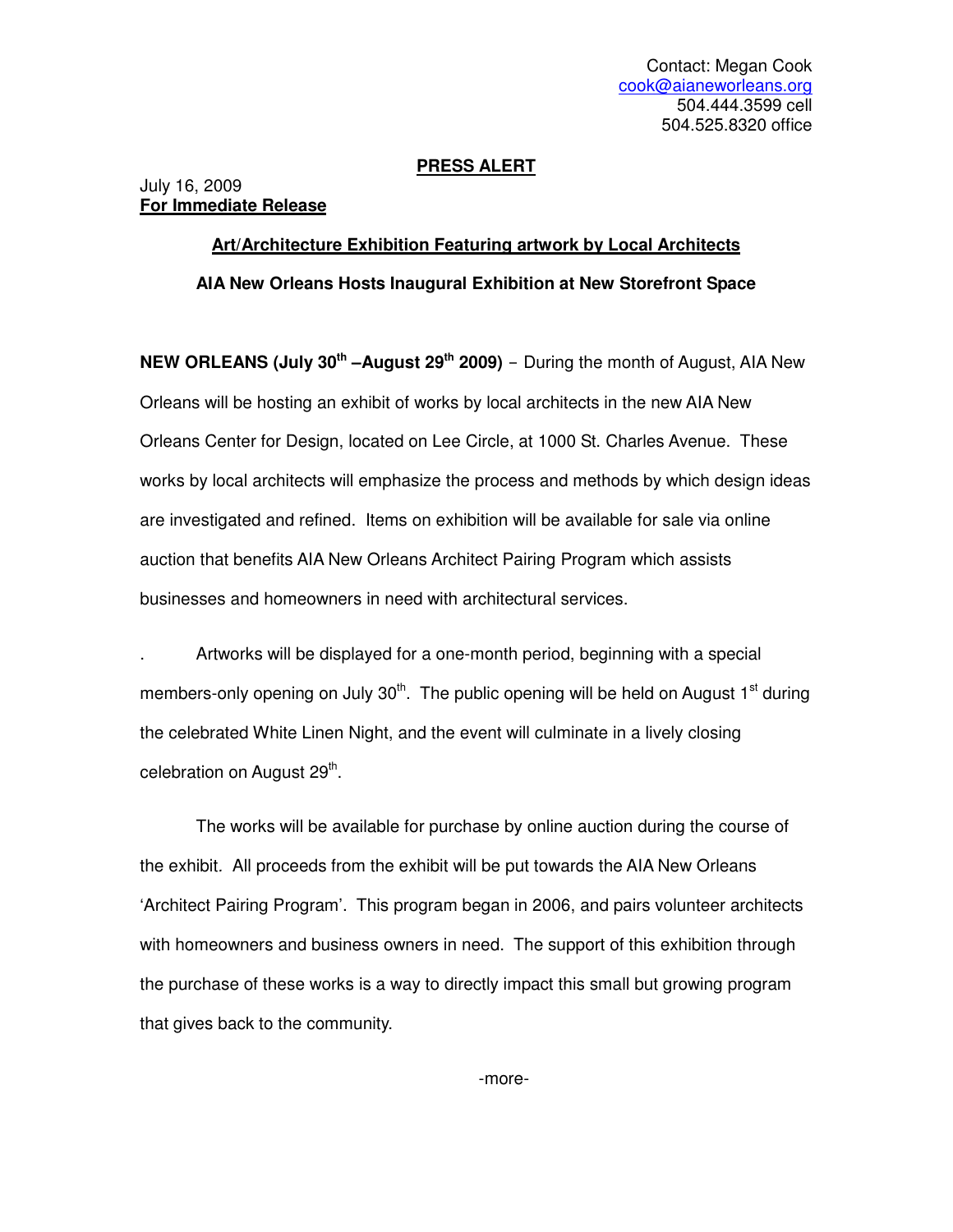Contact: Megan Cook
cook@aianeworleans.org
504.444.3599 cell
504.525.8320 office

**PRESS ALERT**

July 16, 2009
**For Immediate Release**

**Art/Architecture Exhibition Featuring artwork by Local Architects**

**AIA New Orleans Hosts Inaugural Exhibition at New Storefront Space**

**NEW ORLEANS (July 30th –August 29th 2009)** – During the month of August, AIA New Orleans will be hosting an exhibit of works by local architects in the new AIA New Orleans Center for Design, located on Lee Circle, at 1000 St. Charles Avenue. These works by local architects will emphasize the process and methods by which design ideas are investigated and refined. Items on exhibition will be available for sale via online auction that benefits AIA New Orleans Architect Pairing Program which assists businesses and homeowners in need with architectural services.

. Artworks will be displayed for a one-month period, beginning with a special members-only opening on July 30th. The public opening will be held on August 1st during the celebrated White Linen Night, and the event will culminate in a lively closing celebration on August 29th.

The works will be available for purchase by online auction during the course of the exhibit. All proceeds from the exhibit will be put towards the AIA New Orleans 'Architect Pairing Program'. This program began in 2006, and pairs volunteer architects with homeowners and business owners in need. The support of this exhibition through the purchase of these works is a way to directly impact this small but growing program that gives back to the community.

-more-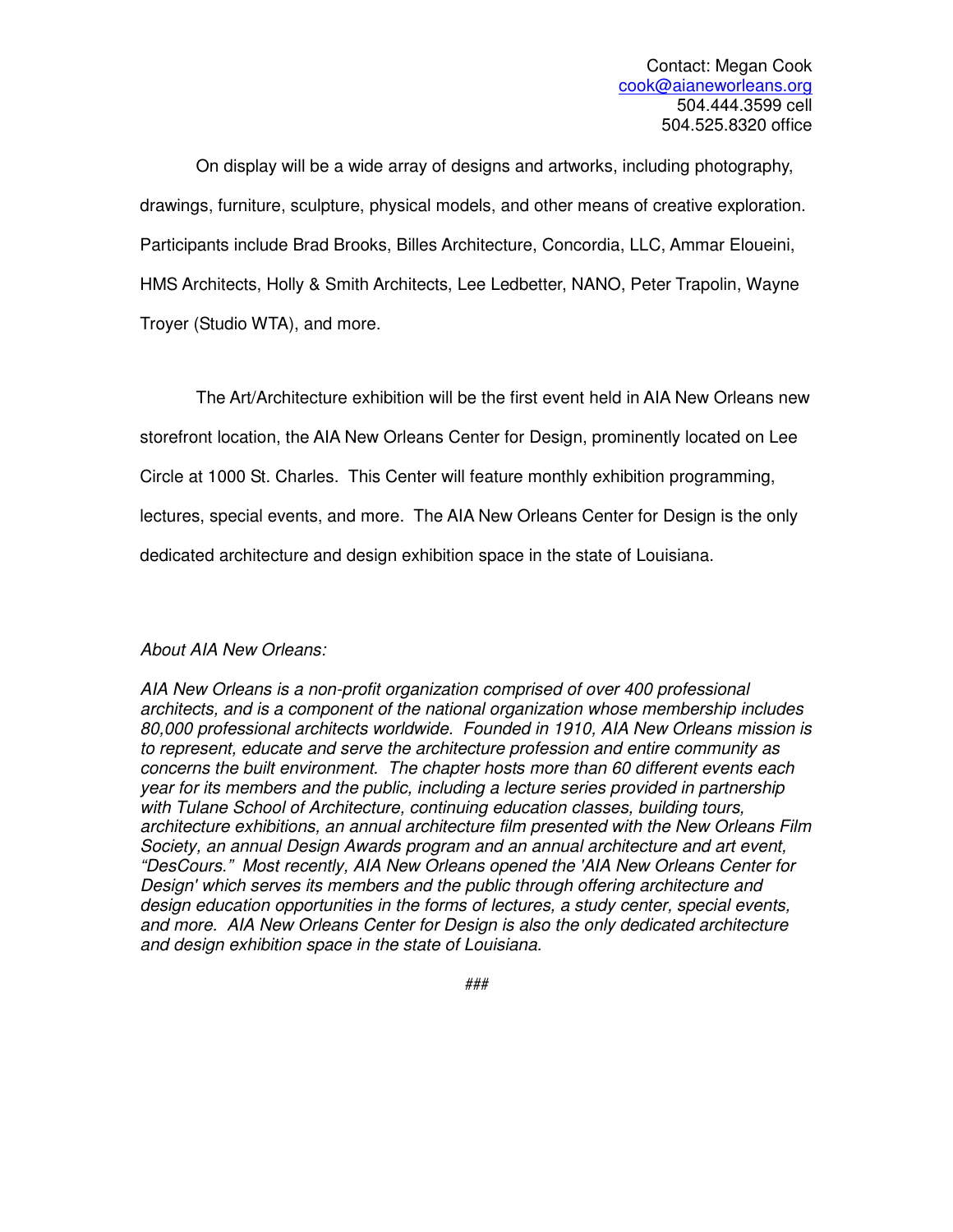Contact: Megan Cook
cook@aianeworleans.org
504.444.3599 cell
504.525.8320 office

On display will be a wide array of designs and artworks, including photography, drawings, furniture, sculpture, physical models, and other means of creative exploration. Participants include Brad Brooks, Billes Architecture, Concordia, LLC, Ammar Eloueini, HMS Architects, Holly & Smith Architects, Lee Ledbetter, NANO, Peter Trapolin, Wayne Troyer (Studio WTA), and more.

The Art/Architecture exhibition will be the first event held in AIA New Orleans new storefront location, the AIA New Orleans Center for Design, prominently located on Lee Circle at 1000 St. Charles. This Center will feature monthly exhibition programming, lectures, special events, and more. The AIA New Orleans Center for Design is the only dedicated architecture and design exhibition space in the state of Louisiana.

*About AIA New Orleans:*

*AIA New Orleans is a non-profit organization comprised of over 400 professional architects, and is a component of the national organization whose membership includes 80,000 professional architects worldwide. Founded in 1910, AIA New Orleans mission is to represent, educate and serve the architecture profession and entire community as concerns the built environment. The chapter hosts more than 60 different events each year for its members and the public, including a lecture series provided in partnership with Tulane School of Architecture, continuing education classes, building tours, architecture exhibitions, an annual architecture film presented with the New Orleans Film Society, an annual Design Awards program and an annual architecture and art event, "DesCours." Most recently, AIA New Orleans opened the 'AIA New Orleans Center for Design' which serves its members and the public through offering architecture and design education opportunities in the forms of lectures, a study center, special events, and more. AIA New Orleans Center for Design is also the only dedicated architecture and design exhibition space in the state of Louisiana.*

###